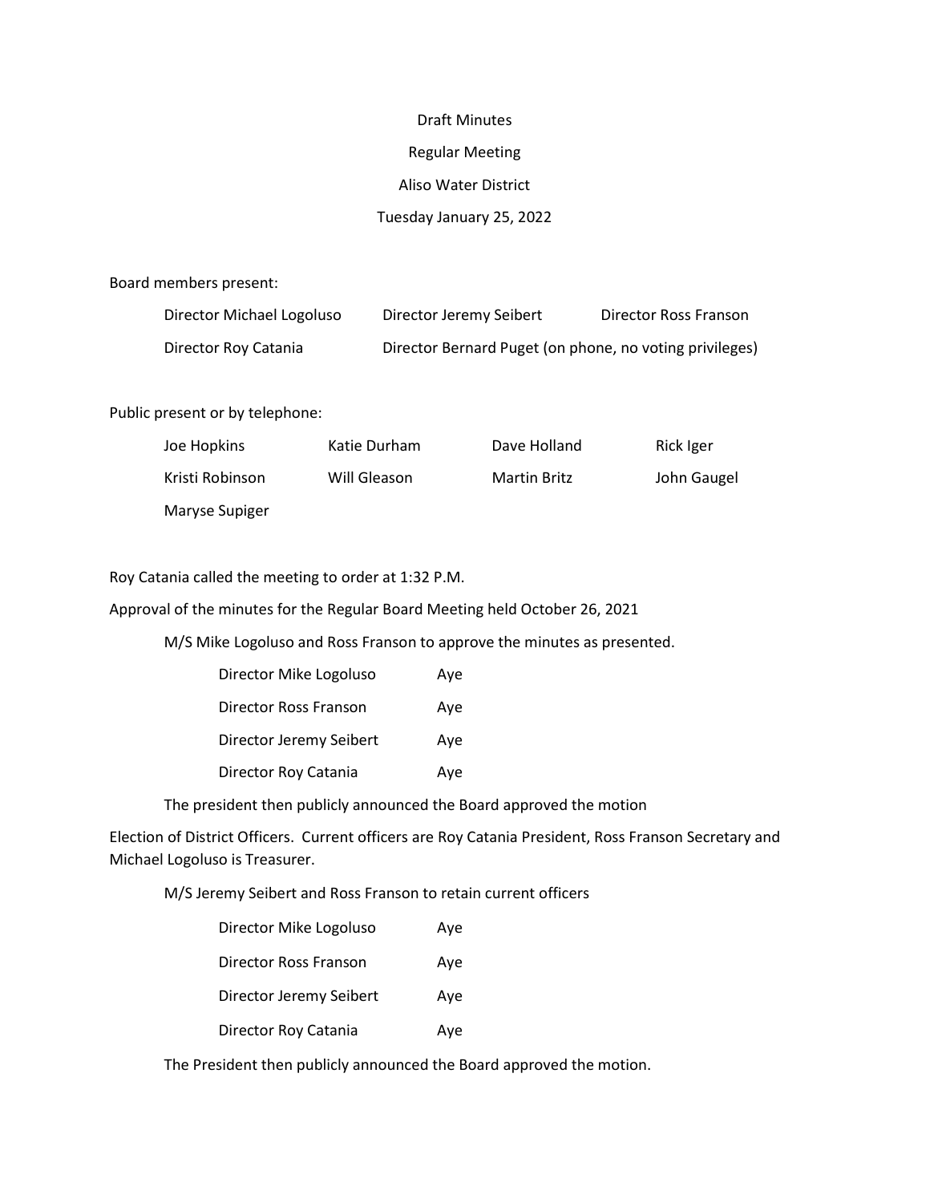Draft Minutes

Regular Meeting

Aliso Water District

Tuesday January 25, 2022

Board members present:

| Director Michael Logoluso | Director Jeremy Seibert | Director Ross Franson |
|---|---|---|
| Director Roy Catania | Director Bernard Puget (on phone, no voting privileges) | |

Public present or by telephone:

| Joe Hopkins | Katie Durham | Dave Holland | Rick Iger |
|---|---|---|---|
| Kristi Robinson | Will Gleason | Martin Britz | John Gaugel |
| Maryse Supiger | | | |

Roy Catania called the meeting to order at 1:32 P.M.

Approval of the minutes for the Regular Board Meeting held October 26, 2021

M/S Mike Logoluso and Ross Franson to approve the minutes as presented.

| | |
|---|---|
| Director Mike Logoluso | Aye |
| Director Ross Franson | Aye |
| Director Jeremy Seibert | Aye |
| Director Roy Catania | Aye |

The president then publicly announced the Board approved the motion

Election of District Officers. Current officers are Roy Catania President, Ross Franson Secretary and Michael Logoluso is Treasurer.

M/S Jeremy Seibert and Ross Franson to retain current officers

| | |
|---|---|
| Director Mike Logoluso | Aye |
| Director Ross Franson | Aye |
| Director Jeremy Seibert | Aye |
| Director Roy Catania | Aye |

The President then publicly announced the Board approved the motion.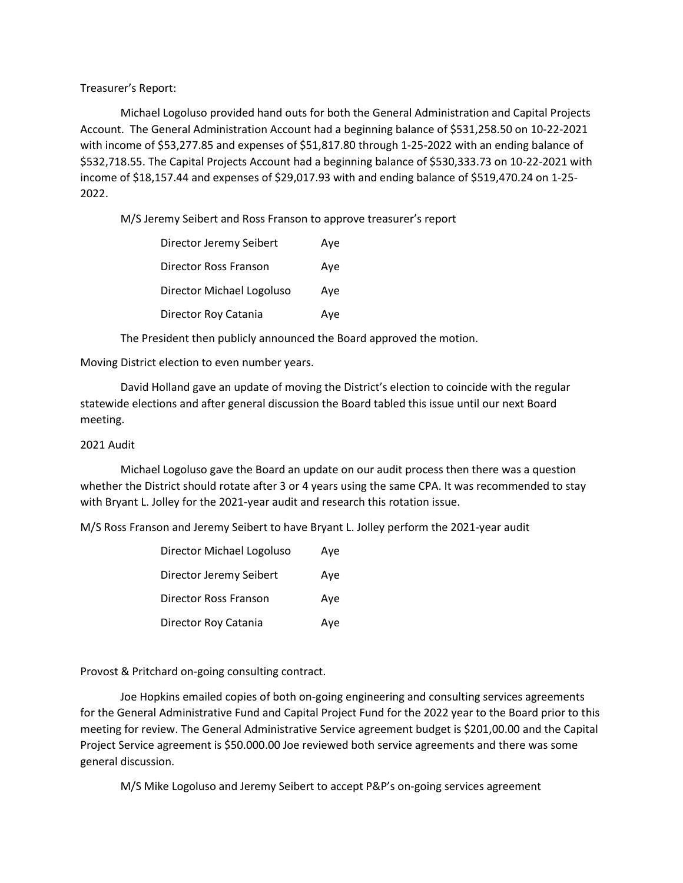Treasurer's Report:

Michael Logoluso provided hand outs for both the General Administration and Capital Projects Account. The General Administration Account had a beginning balance of $531,258.50 on 10-22-2021 with income of $53,277.85 and expenses of $51,817.80 through 1-25-2022 with an ending balance of $532,718.55. The Capital Projects Account had a beginning balance of $530,333.73 on 10-22-2021 with income of $18,157.44 and expenses of $29,017.93 with and ending balance of $519,470.24 on 1-25-2022.

M/S Jeremy Seibert and Ross Franson to approve treasurer's report

| | |
|---|---|
| Director Jeremy Seibert | Aye |
| Director Ross Franson | Aye |
| Director Michael Logoluso | Aye |
| Director Roy Catania | Aye |

The President then publicly announced the Board approved the motion.

Moving District election to even number years.

David Holland gave an update of moving the District's election to coincide with the regular statewide elections and after general discussion the Board tabled this issue until our next Board meeting.

2021 Audit

Michael Logoluso gave the Board an update on our audit process then there was a question whether the District should rotate after 3 or 4 years using the same CPA. It was recommended to stay with Bryant L. Jolley for the 2021-year audit and research this rotation issue.

M/S Ross Franson and Jeremy Seibert to have Bryant L. Jolley perform the 2021-year audit

| | |
|---|---|
| Director Michael Logoluso | Aye |
| Director Jeremy Seibert | Aye |
| Director Ross Franson | Aye |
| Director Roy Catania | Aye |

Provost & Pritchard on-going consulting contract.

Joe Hopkins emailed copies of both on-going engineering and consulting services agreements for the General Administrative Fund and Capital Project Fund for the 2022 year to the Board prior to this meeting for review. The General Administrative Service agreement budget is $201,00.00 and the Capital Project Service agreement is $50.000.00 Joe reviewed both service agreements and there was some general discussion.

M/S Mike Logoluso and Jeremy Seibert to accept P&P's on-going services agreement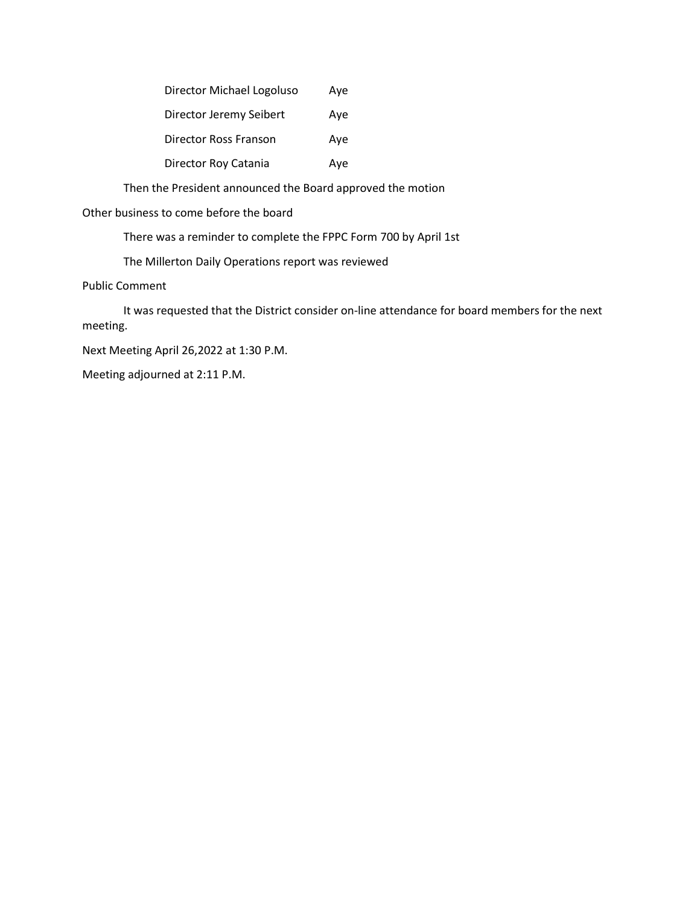| | |
|---|---|
| Director Michael Logoluso | Aye |
| Director Jeremy Seibert | Aye |
| Director Ross Franson | Aye |
| Director Roy Catania | Aye |

Then the President announced the Board approved the motion

Other business to come before the board

There was a reminder to complete the FPPC Form 700 by April 1st

The Millerton Daily Operations report was reviewed

Public Comment

It was requested that the District consider on-line attendance for board members for the next meeting.

Next Meeting April 26,2022 at 1:30 P.M.

Meeting adjourned at 2:11 P.M.